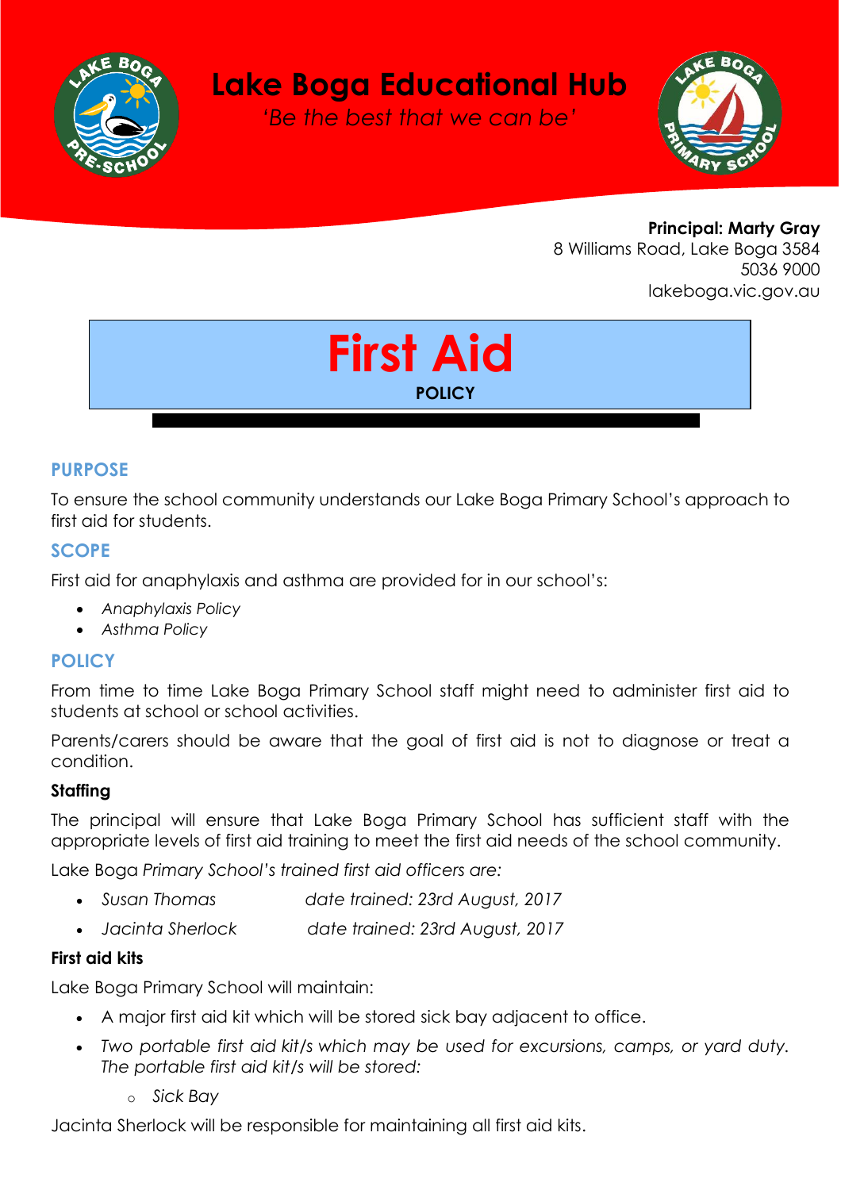# Lake Boga Educational Hub

*'Be the best that we can be'*

**Principal: Marty Gray**
8 Williams Road, Lake Boga 3584
5036 9000
lakeboga.vic.gov.au

# First Aid

**POLICY**

## PURPOSE

To ensure the school community understands our Lake Boga Primary School's approach to first aid for students.

## SCOPE

First aid for anaphylaxis and asthma are provided for in our school's:

- *Anaphylaxis Policy*
- *Asthma Policy*

## POLICY

From time to time Lake Boga Primary School staff might need to administer first aid to students at school or school activities.

Parents/carers should be aware that the goal of first aid is not to diagnose or treat a condition.

### Staffing

The principal will ensure that Lake Boga Primary School has sufficient staff with the appropriate levels of first aid training to meet the first aid needs of the school community.

Lake Boga *Primary School's trained first aid officers are:*

- *Susan Thomas date trained: 23rd August, 2017*
- *Jacinta Sherlock date trained: 23rd August, 2017*

### First aid kits

Lake Boga Primary School will maintain:

- A major first aid kit which will be stored sick bay adjacent to office.
- *Two portable first aid kit/s which may be used for excursions, camps, or yard duty. The portable first aid kit/s will be stored:*
  - *Sick Bay*

Jacinta Sherlock will be responsible for maintaining all first aid kits.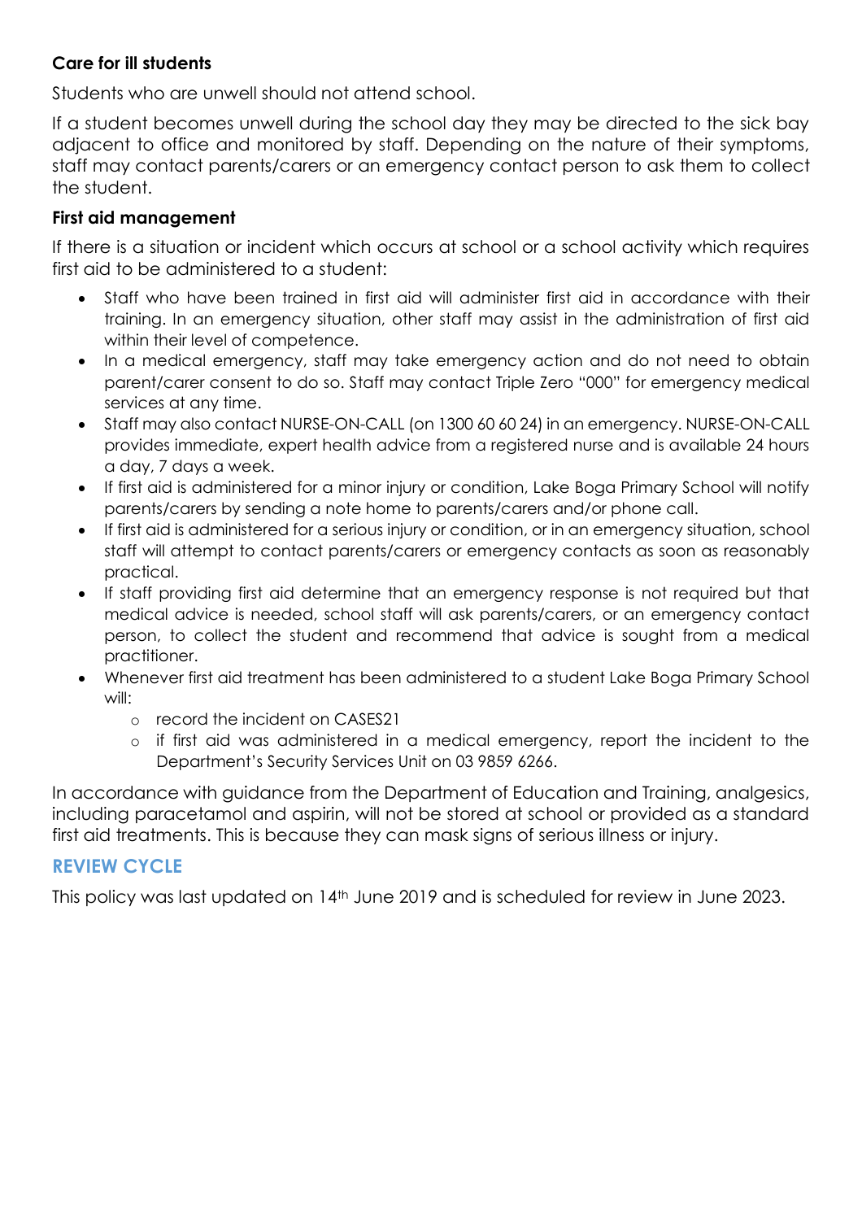### Care for ill students

Students who are unwell should not attend school.

If a student becomes unwell during the school day they may be directed to the sick bay adjacent to office and monitored by staff. Depending on the nature of their symptoms, staff may contact parents/carers or an emergency contact person to ask them to collect the student.

### First aid management

If there is a situation or incident which occurs at school or a school activity which requires first aid to be administered to a student:

- Staff who have been trained in first aid will administer first aid in accordance with their training. In an emergency situation, other staff may assist in the administration of first aid within their level of competence.
- In a medical emergency, staff may take emergency action and do not need to obtain parent/carer consent to do so. Staff may contact Triple Zero "000" for emergency medical services at any time.
- Staff may also contact NURSE-ON-CALL (on 1300 60 60 24) in an emergency. NURSE-ON-CALL provides immediate, expert health advice from a registered nurse and is available 24 hours a day, 7 days a week.
- If first aid is administered for a minor injury or condition, Lake Boga Primary School will notify parents/carers by sending a note home to parents/carers and/or phone call.
- If first aid is administered for a serious injury or condition, or in an emergency situation, school staff will attempt to contact parents/carers or emergency contacts as soon as reasonably practical.
- If staff providing first aid determine that an emergency response is not required but that medical advice is needed, school staff will ask parents/carers, or an emergency contact person, to collect the student and recommend that advice is sought from a medical practitioner.
- Whenever first aid treatment has been administered to a student Lake Boga Primary School will:
  - record the incident on CASES21
  - if first aid was administered in a medical emergency, report the incident to the Department's Security Services Unit on 03 9859 6266.

In accordance with guidance from the Department of Education and Training, analgesics, including paracetamol and aspirin, will not be stored at school or provided as a standard first aid treatments. This is because they can mask signs of serious illness or injury.

## REVIEW CYCLE

This policy was last updated on 14th June 2019 and is scheduled for review in June 2023.